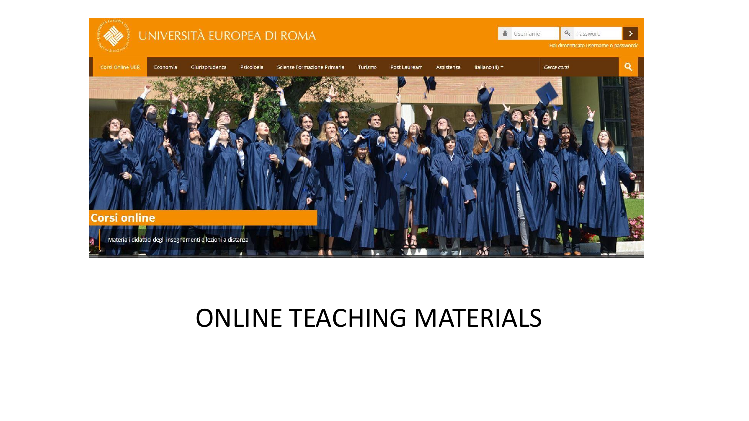UNIVERSITÀ EUROPEA DI ROMA

Username Password

Hai dimenticato username o password?

Corsi Online UER | Economia | Giurisprudenza | Psicologia | Scienze Formazione Primaria | Turismo | Post Lauream | Assistenza | Italiano (it)

Cerca corsi

## Corsi online

Materiali didattici degli insegnamenti e lezioni a distanza

# ONLINE TEACHING MATERIALS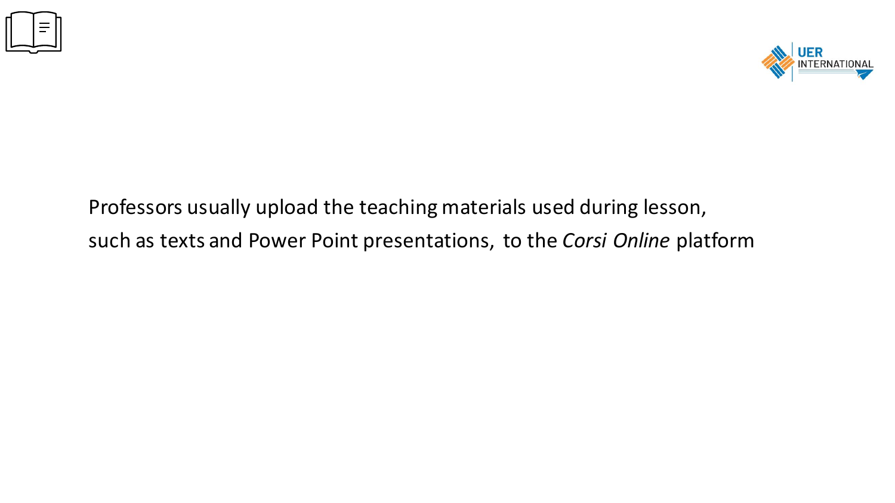Professors usually upload the teaching materials used during lesson, such as texts and Power Point presentations, to the *Corsi Online* platform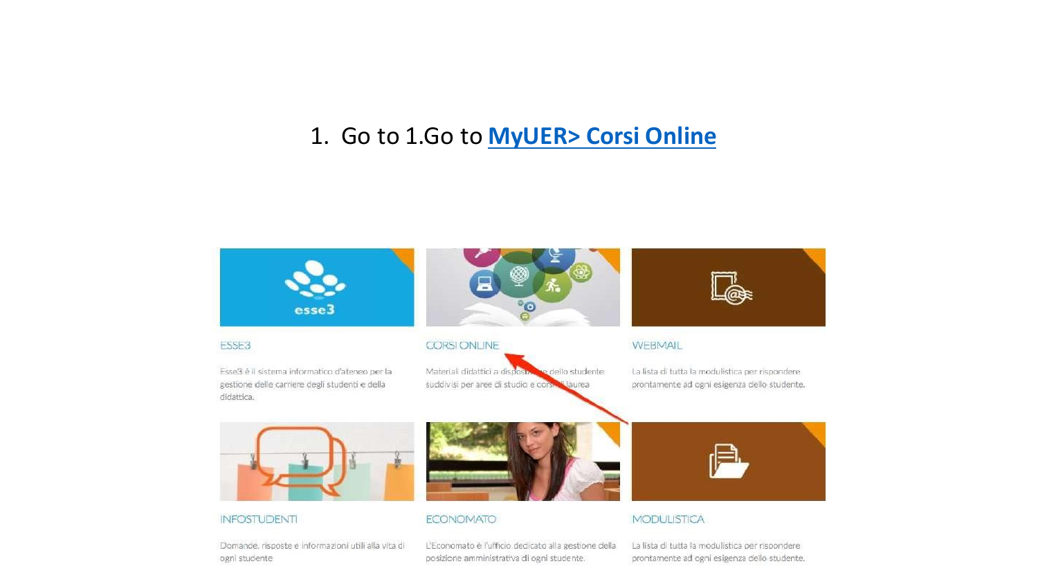1. Go to 1.Go to **[MyUER> Corsi Online]()**

ESSE3

Esse3 è il sistema informatico d'ateneo per la gestione delle carriere degli studenti e della didattica.

CORSI ONLINE

Materiali didattici a disposizione dello studente suddivisi per aree di studio e corsi di laurea

WEBMAIL

La lista di tutta la modulistica per rispondere prontamente ad ogni esigenza dello studente.

INFOSTUDENTI

Domande, risposte e informazioni utili alla vita di ogni studente

ECONOMATO

L'Economato è l'ufficio dedicato alla gestione della posizione amministrativa di ogni studente.

MODULISTICA

La lista di tutta la modulistica per rispondere prontamente ad ogni esigenza dello studente.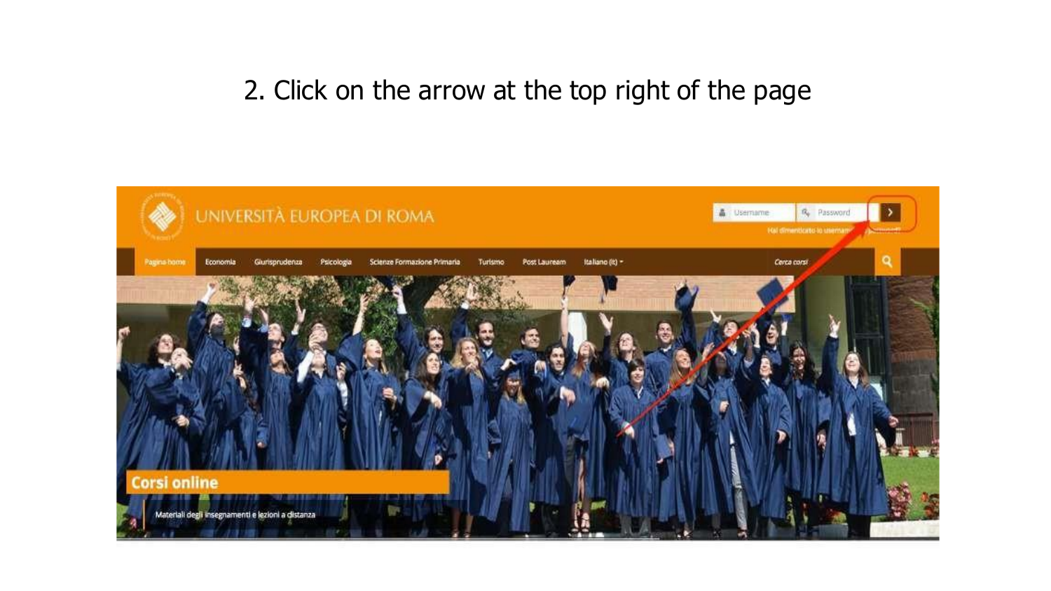2. Click on the arrow at the top right of the page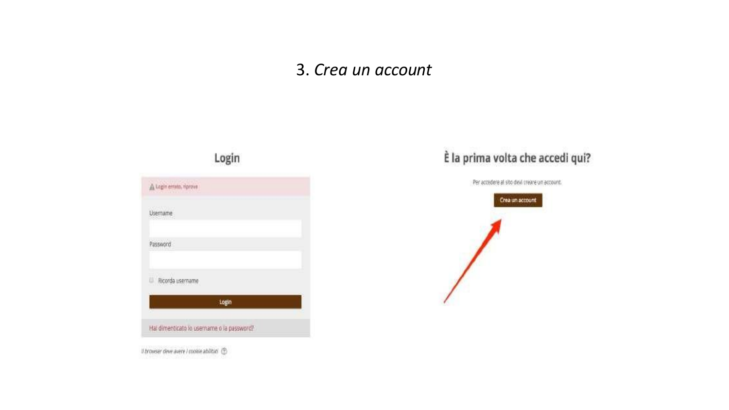# 3. *Crea un account*

## Login

⚠ Login errato, riprova

Username

Password

☐ Ricorda username

Login

Hai dimenticato lo username o la password?

*Il browser deve avere i cookie abilitati*

## È la prima volta che accedi qui?

Per accedere al sito devi creare un account.

Crea un account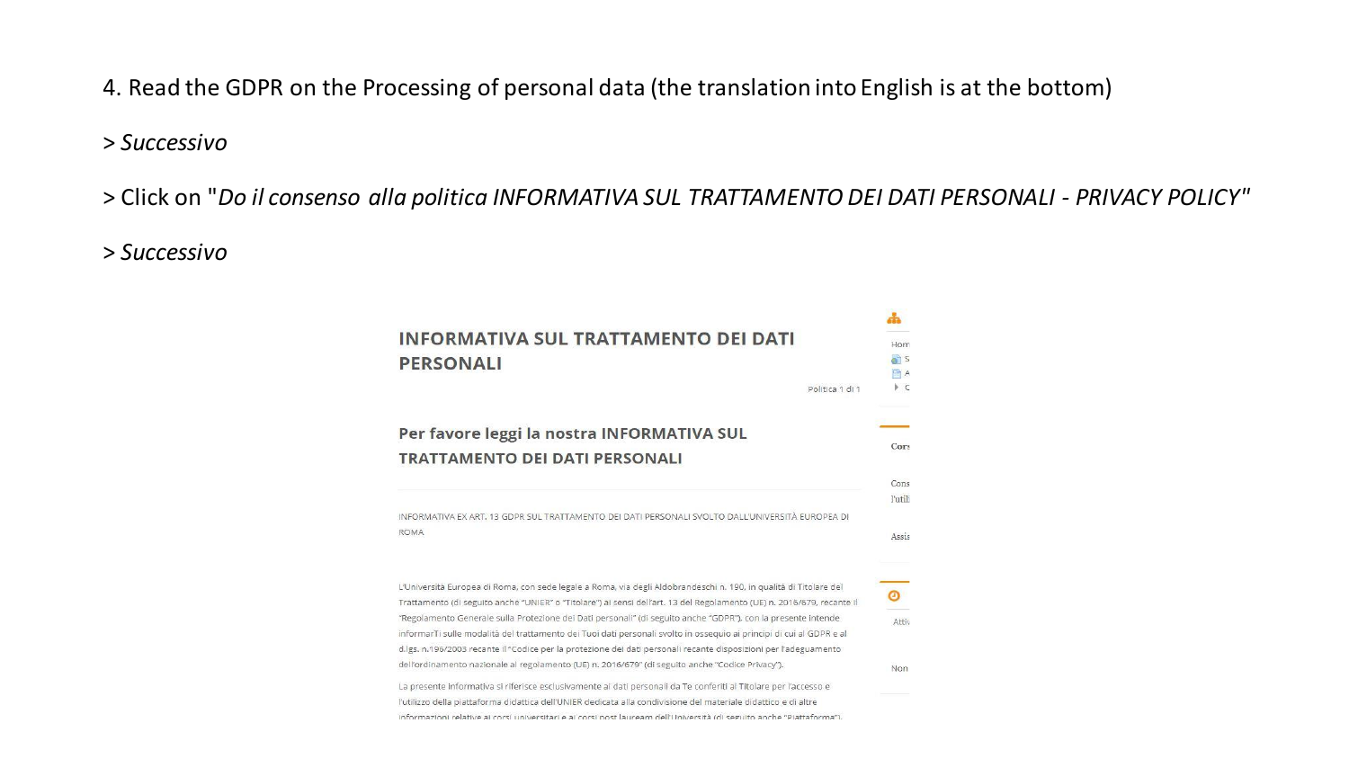4. Read the GDPR on the Processing of personal data (the translation into English is at the bottom)

> *Successivo*

> Click on "*Do il consenso alla politica INFORMATIVA SUL TRATTAMENTO DEI DATI PERSONALI - PRIVACY POLICY*"

> *Successivo*

**INFORMATIVA SUL TRATTAMENTO DEI DATI PERSONALI**

Politica 1 di 1

**Per favore leggi la nostra INFORMATIVA SUL TRATTAMENTO DEI DATI PERSONALI**

INFORMATIVA EX ART. 13 GDPR SUL TRATTAMENTO DEI DATI PERSONALI SVOLTO DALL'UNIVERSITÀ EUROPEA DI ROMA

L'Università Europea di Roma, con sede legale a Roma, via degli Aldobrandeschi n. 190, in qualità di Titolare del Trattamento (di seguito anche "UNIER" o "Titolare") ai sensi dell'art. 13 del Regolamento (UE) n. 2016/679, recante il "Regolamento Generale sulla Protezione dei Dati personali" (di seguito anche "GDPR"), con la presente intende informarTi sulle modalità del trattamento dei Tuoi dati personali svolto in ossequio ai principi di cui al GDPR e al d.lgs. n.196/2003 recante il "Codice per la protezione dei dati personali recante disposizioni per l'adeguamento dell'ordinamento nazionale al regolamento (UE) n. 2016/679" (di seguito anche "Codice Privacy").

La presente informativa si riferisce esclusivamente ai dati personali da Te conferiti al Titolare per l'accesso e l'utilizzo della piattaforma didattica dell'UNIER dedicata alla condivisione del materiale didattico e di altre informazioni relative ai corsi universitari e ai corsi post lauream dell'Università (di seguito anche "Piattaforma").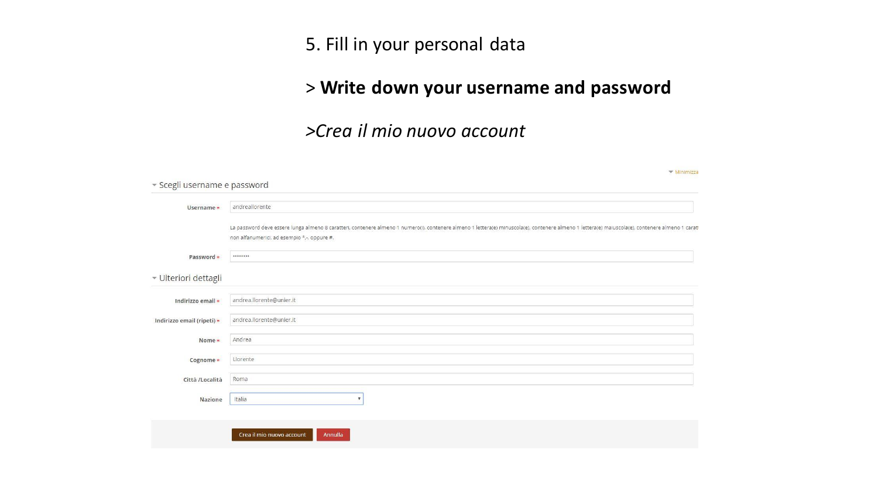5. Fill in your personal data

> **Write down your username and password**

>*Crea il mio nuovo account*

Minimizza

Scegli username e password

**Username** * andreallorente

La password deve essere lunga almeno 8 caratteri, contenere almeno 1 numero(i), contenere almeno 1 lettera(e) minuscola(e), contenere almeno 1 lettera(e) maiuscola(e), contenere almeno 1 carat non alfanumerici, ad esempio *,-, oppure #.

**Password** * ••••••••

Ulteriori dettagli

**Indirizzo email** * andrea.llorente@unier.it

**Indirizzo email (ripeti)** * andrea.llorente@unier.it

**Nome** * Andrea

**Cognome** * Llorente

**Città /Località** Roma

**Nazione** Italia

Crea il mio nuovo account | Annulla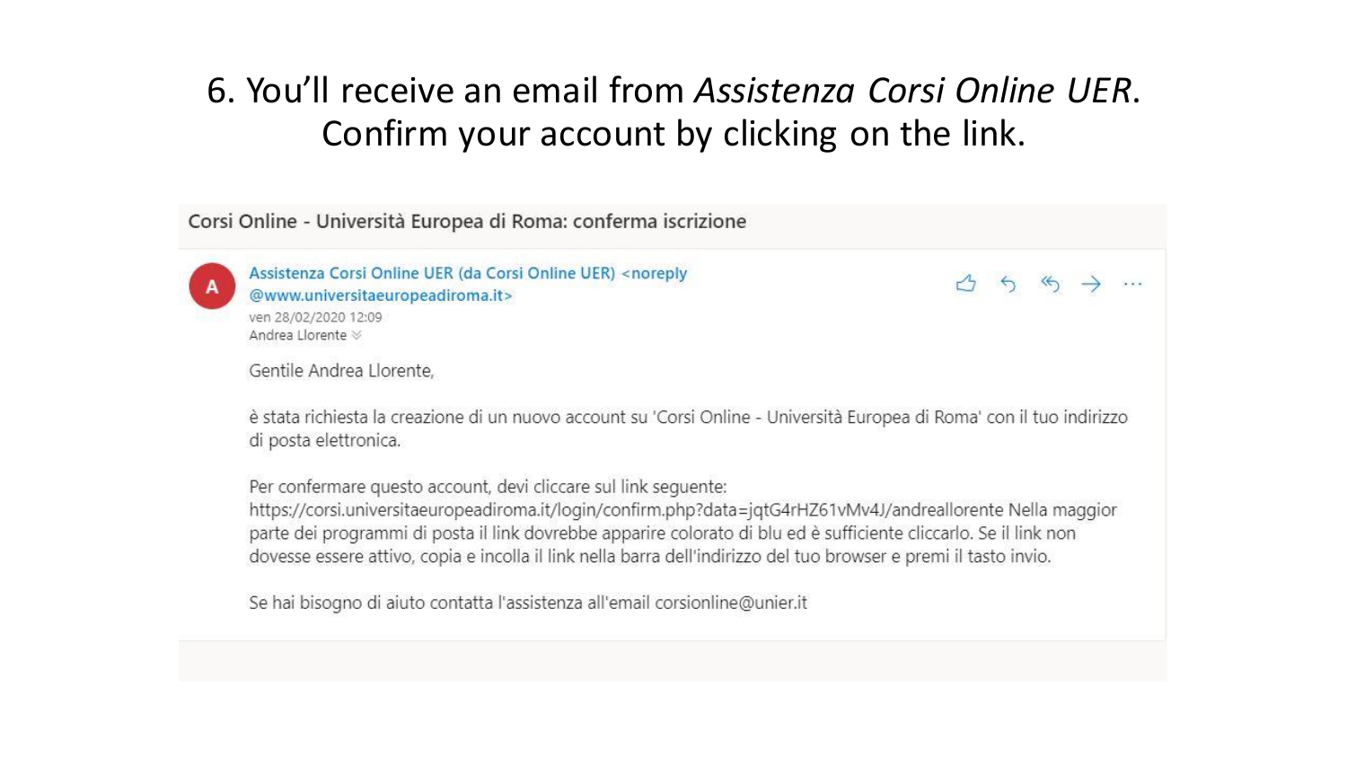# 6. You'll receive an email from *Assistenza Corsi Online UER*. Confirm your account by clicking on the link.

Corsi Online - Università Europea di Roma: conferma iscrizione

A

Assistenza Corsi Online UER (da Corsi Online UER) <noreply@www.universitaeuropeadiroma.it>

ven 28/02/2020 12:09

Andrea Llorente

Gentile Andrea Llorente,

è stata richiesta la creazione di un nuovo account su 'Corsi Online - Università Europea di Roma' con il tuo indirizzo di posta elettronica.

Per confermare questo account, devi cliccare sul link seguente:
https://corsi.universitaeuropeadiroma.it/login/confirm.php?data=jqtG4rHZ61vMv4J/andreallorente Nella maggior parte dei programmi di posta il link dovrebbe apparire colorato di blu ed è sufficiente cliccarlo. Se il link non dovesse essere attivo, copia e incolla il link nella barra dell'indirizzo del tuo browser e premi il tasto invio.

Se hai bisogno di aiuto contatta l'assistenza all'email corsionline@unier.it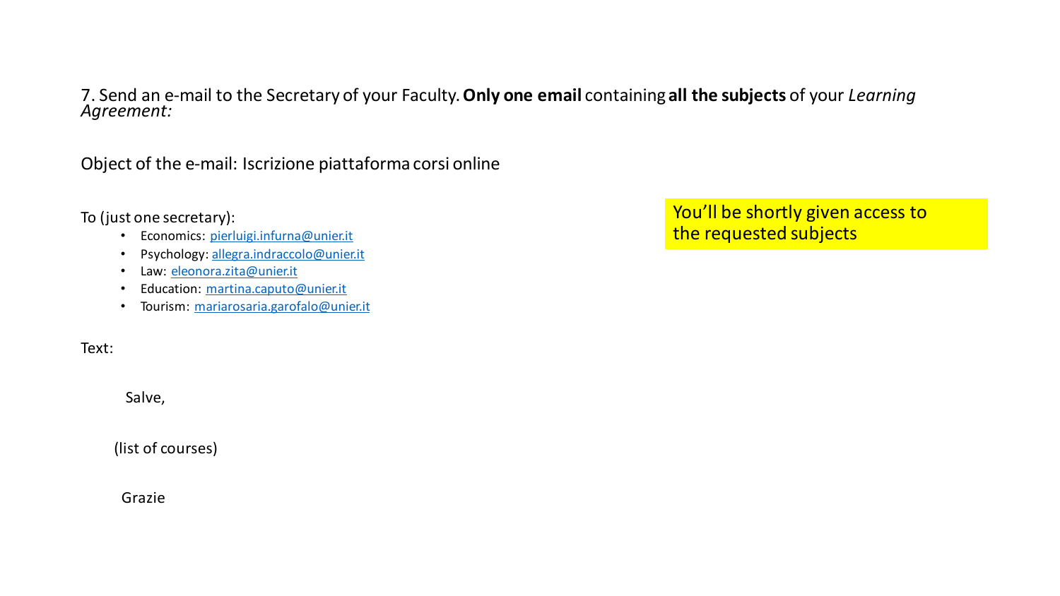7. Send an e-mail to the Secretary of your Faculty. **Only one email** containing **all the subjects** of your *Learning Agreement:*

Object of the e-mail: Iscrizione piattaforma corsi online

To (just one secretary):

- Economics: pierluigi.infurna@unier.it
- Psychology: allegra.indraccolo@unier.it
- Law: eleonora.zita@unier.it
- Education: martina.caputo@unier.it
- Tourism: mariarosaria.garofalo@unier.it

Text:

Salve,

(list of courses)

Grazie

You'll be shortly given access to the requested subjects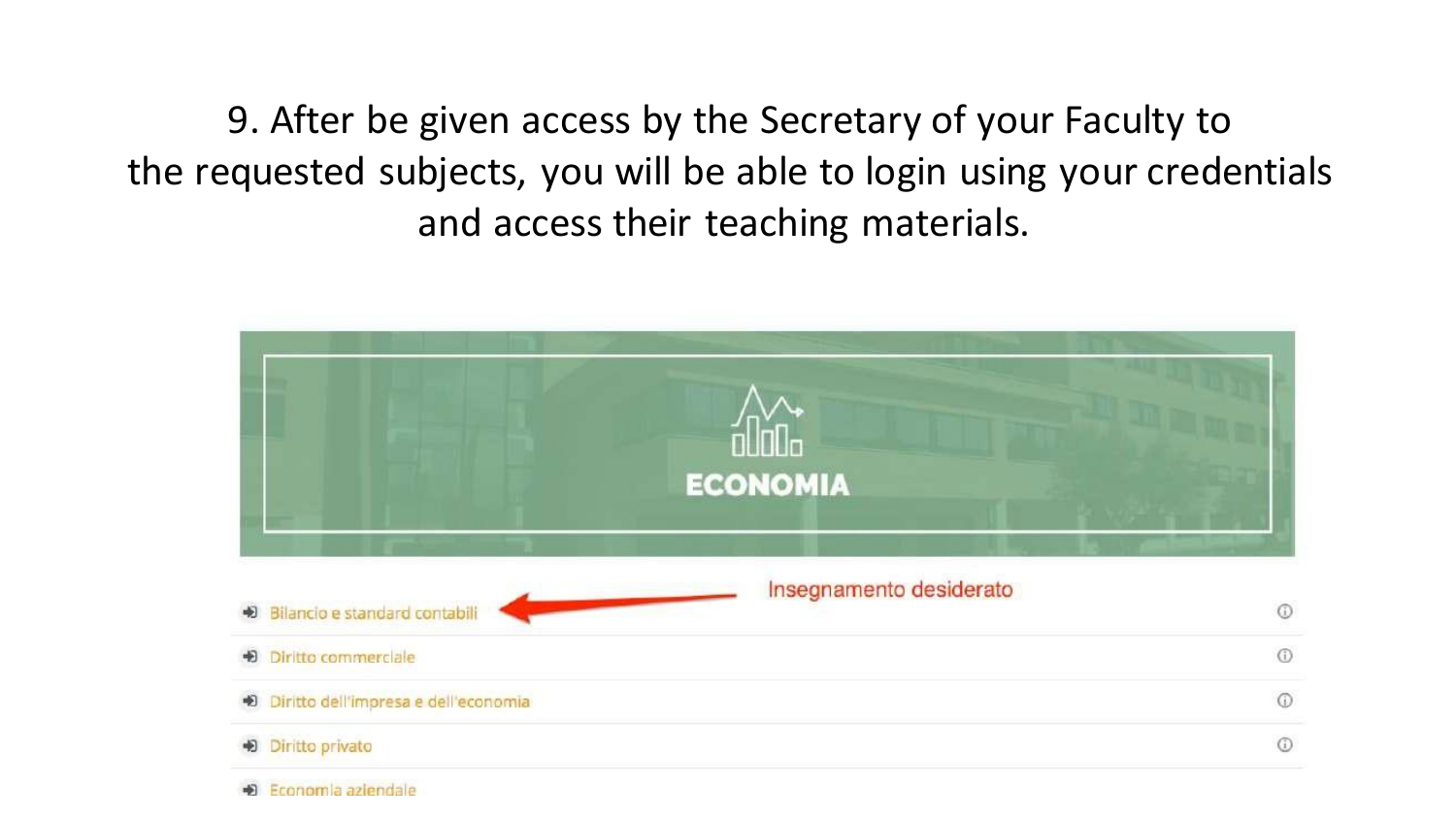9. After be given access by the Secretary of your Faculty to the requested subjects, you will be able to login using your credentials and access their teaching materials.

ECONOMIA

Insegnamento desiderato

- Bilancio e standard contabili
- Diritto commerciale
- Diritto dell'impresa e dell'economia
- Diritto privato
- Economia aziendale